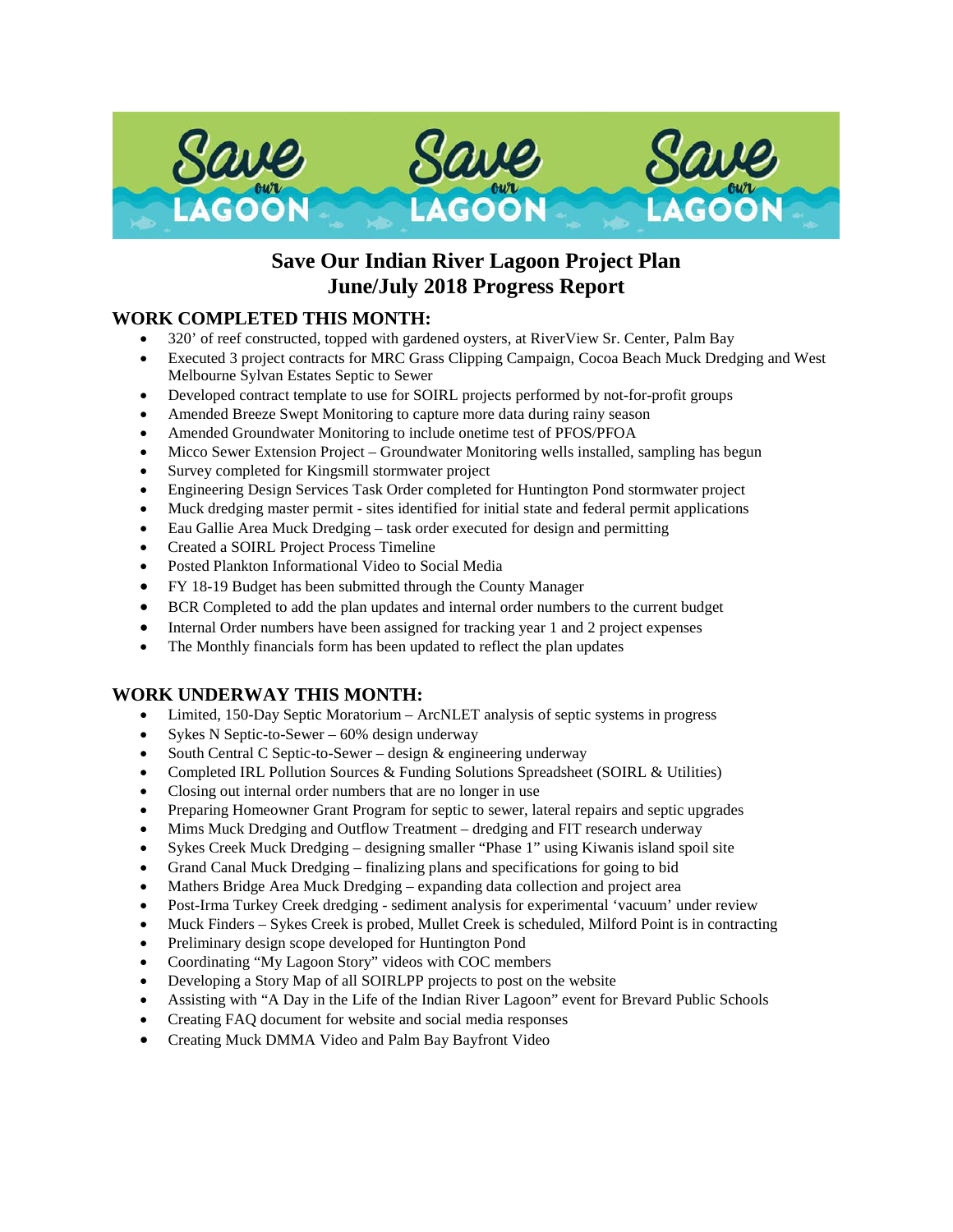# Save Our Indian River Lagoon Project Plan
# June/July 2018 Progress Report

## WORK COMPLETED THIS MONTH:

- 320' of reef constructed, topped with gardened oysters, at RiverView Sr. Center, Palm Bay
- Executed 3 project contracts for MRC Grass Clipping Campaign, Cocoa Beach Muck Dredging and West Melbourne Sylvan Estates Septic to Sewer
- Developed contract template to use for SOIRL projects performed by not-for-profit groups
- Amended Breeze Swept Monitoring to capture more data during rainy season
- Amended Groundwater Monitoring to include onetime test of PFOS/PFOA
- Micco Sewer Extension Project – Groundwater Monitoring wells installed, sampling has begun
- Survey completed for Kingsmill stormwater project
- Engineering Design Services Task Order completed for Huntington Pond stormwater project
- Muck dredging master permit - sites identified for initial state and federal permit applications
- Eau Gallie Area Muck Dredging – task order executed for design and permitting
- Created a SOIRL Project Process Timeline
- Posted Plankton Informational Video to Social Media
- FY 18-19 Budget has been submitted through the County Manager
- BCR Completed to add the plan updates and internal order numbers to the current budget
- Internal Order numbers have been assigned for tracking year 1 and 2 project expenses
- The Monthly financials form has been updated to reflect the plan updates

## WORK UNDERWAY THIS MONTH:

- Limited, 150-Day Septic Moratorium – ArcNLET analysis of septic systems in progress
- Sykes N Septic-to-Sewer – 60% design underway
- South Central C Septic-to-Sewer – design & engineering underway
- Completed IRL Pollution Sources & Funding Solutions Spreadsheet (SOIRL & Utilities)
- Closing out internal order numbers that are no longer in use
- Preparing Homeowner Grant Program for septic to sewer, lateral repairs and septic upgrades
- Mims Muck Dredging and Outflow Treatment – dredging and FIT research underway
- Sykes Creek Muck Dredging – designing smaller "Phase 1" using Kiwanis island spoil site
- Grand Canal Muck Dredging – finalizing plans and specifications for going to bid
- Mathers Bridge Area Muck Dredging – expanding data collection and project area
- Post-Irma Turkey Creek dredging - sediment analysis for experimental 'vacuum' under review
- Muck Finders – Sykes Creek is probed, Mullet Creek is scheduled, Milford Point is in contracting
- Preliminary design scope developed for Huntington Pond
- Coordinating "My Lagoon Story" videos with COC members
- Developing a Story Map of all SOIRLPP projects to post on the website
- Assisting with "A Day in the Life of the Indian River Lagoon" event for Brevard Public Schools
- Creating FAQ document for website and social media responses
- Creating Muck DMMA Video and Palm Bay Bayfront Video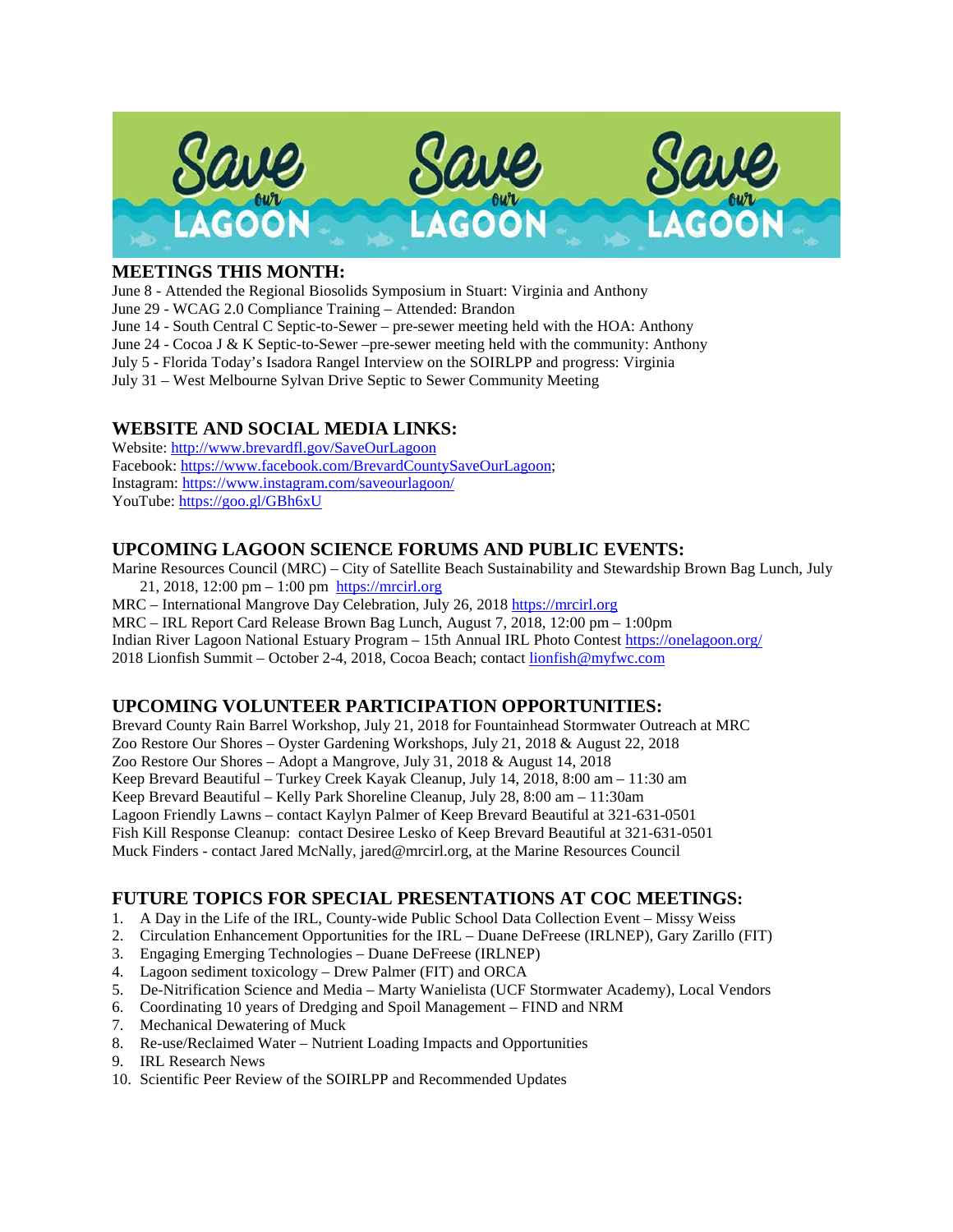## MEETINGS THIS MONTH:

June 8 - Attended the Regional Biosolids Symposium in Stuart: Virginia and Anthony
June 29 - WCAG 2.0 Compliance Training – Attended: Brandon
June 14 - South Central C Septic-to-Sewer – pre-sewer meeting held with the HOA: Anthony
June 24 - Cocoa J & K Septic-to-Sewer –pre-sewer meeting held with the community: Anthony
July 5 - Florida Today's Isadora Rangel Interview on the SOIRLPP and progress: Virginia
July 31 – West Melbourne Sylvan Drive Septic to Sewer Community Meeting

## WEBSITE AND SOCIAL MEDIA LINKS:

Website: http://www.brevardfl.gov/SaveOurLagoon
Facebook: https://www.facebook.com/BrevardCountySaveOurLagoon;
Instagram: https://www.instagram.com/saveourlagoon/
YouTube: https://goo.gl/GBh6xU

## UPCOMING LAGOON SCIENCE FORUMS AND PUBLIC EVENTS:

Marine Resources Council (MRC) – City of Satellite Beach Sustainability and Stewardship Brown Bag Lunch, July 21, 2018, 12:00 pm – 1:00 pm https://mrcirl.org
MRC – International Mangrove Day Celebration, July 26, 2018 https://mrcirl.org
MRC – IRL Report Card Release Brown Bag Lunch, August 7, 2018, 12:00 pm – 1:00pm
Indian River Lagoon National Estuary Program – 15th Annual IRL Photo Contest https://onelagoon.org/
2018 Lionfish Summit – October 2-4, 2018, Cocoa Beach; contact lionfish@myfwc.com

## UPCOMING VOLUNTEER PARTICIPATION OPPORTUNITIES:

Brevard County Rain Barrel Workshop, July 21, 2018 for Fountainhead Stormwater Outreach at MRC
Zoo Restore Our Shores – Oyster Gardening Workshops, July 21, 2018 & August 22, 2018
Zoo Restore Our Shores – Adopt a Mangrove, July 31, 2018 & August 14, 2018
Keep Brevard Beautiful – Turkey Creek Kayak Cleanup, July 14, 2018, 8:00 am – 11:30 am
Keep Brevard Beautiful – Kelly Park Shoreline Cleanup, July 28, 8:00 am – 11:30am
Lagoon Friendly Lawns – contact Kaylyn Palmer of Keep Brevard Beautiful at 321-631-0501
Fish Kill Response Cleanup: contact Desiree Lesko of Keep Brevard Beautiful at 321-631-0501
Muck Finders - contact Jared McNally, jared@mrcirl.org, at the Marine Resources Council

## FUTURE TOPICS FOR SPECIAL PRESENTATIONS AT COC MEETINGS:

1. A Day in the Life of the IRL, County-wide Public School Data Collection Event – Missy Weiss
2. Circulation Enhancement Opportunities for the IRL – Duane DeFreese (IRLNEP), Gary Zarillo (FIT)
3. Engaging Emerging Technologies – Duane DeFreese (IRLNEP)
4. Lagoon sediment toxicology – Drew Palmer (FIT) and ORCA
5. De-Nitrification Science and Media – Marty Wanielista (UCF Stormwater Academy), Local Vendors
6. Coordinating 10 years of Dredging and Spoil Management – FIND and NRM
7. Mechanical Dewatering of Muck
8. Re-use/Reclaimed Water – Nutrient Loading Impacts and Opportunities
9. IRL Research News
10. Scientific Peer Review of the SOIRLPP and Recommended Updates